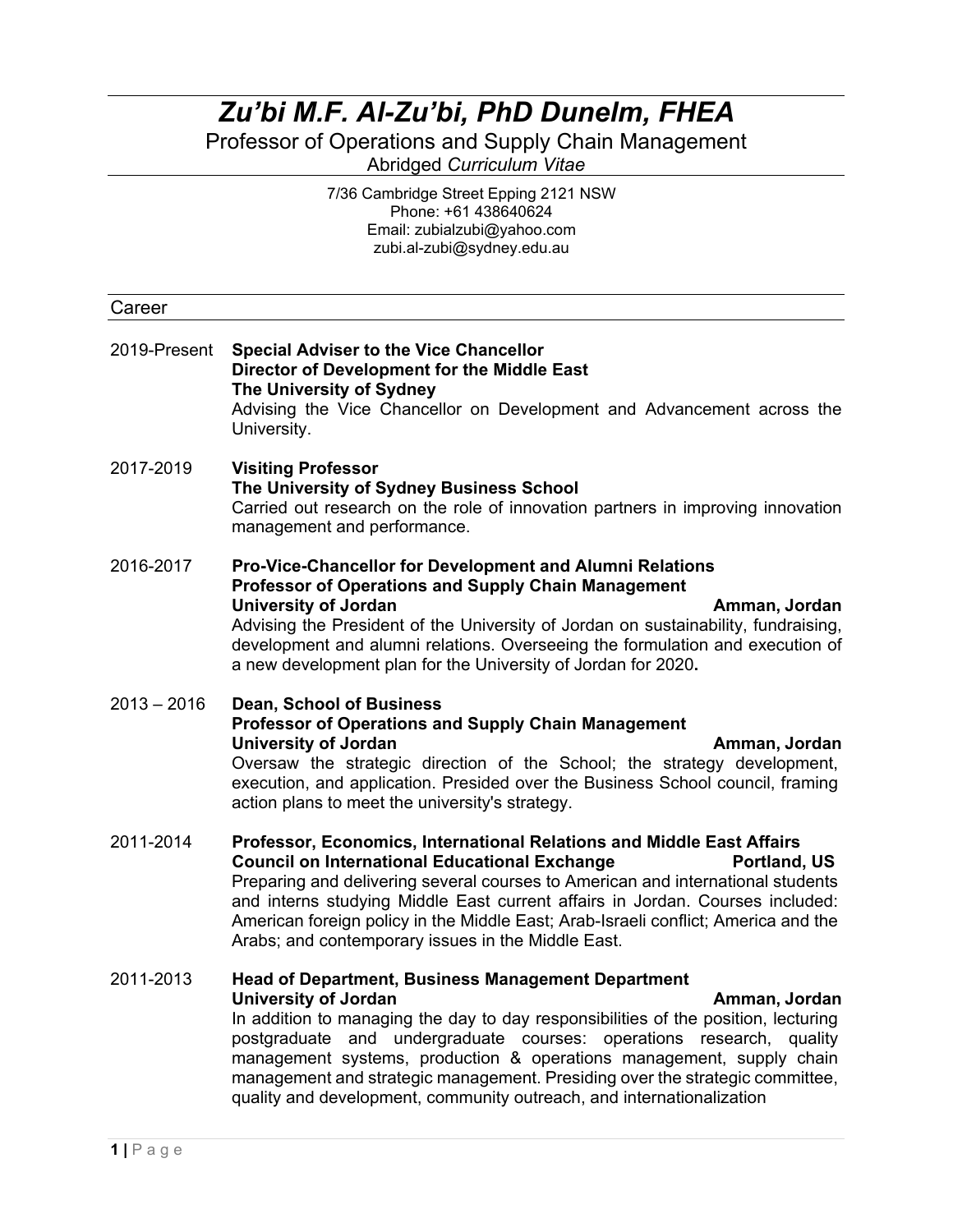# *Zu'bi M.F. Al-Zu'bi, PhD Dunelm, FHEA*

Professor of Operations and Supply Chain Management

Abridged *Curriculum Vitae*

7/36 Cambridge Street Epping 2121 NSW
Phone: +61 438640624
Email: zubialzubi@yahoo.com
zubi.al-zubi@sydney.edu.au

## Career

**2019-Present** — **Special Adviser to the Vice Chancellor**
**Director of Development for the Middle East**
**The University of Sydney**
Advising the Vice Chancellor on Development and Advancement across the University.

**2017-2019** — **Visiting Professor**
**The University of Sydney Business School**
Carried out research on the role of innovation partners in improving innovation management and performance.

**2016-2017** — **Pro-Vice-Chancellor for Development and Alumni Relations**
**Professor of Operations and Supply Chain Management**
**University of Jordan** — **Amman, Jordan**
Advising the President of the University of Jordan on sustainability, fundraising, development and alumni relations. Overseeing the formulation and execution of a new development plan for the University of Jordan for 2020**.**

**2013 – 2016** — **Dean, School of Business**
**Professor of Operations and Supply Chain Management**
**University of Jordan** — **Amman, Jordan**
Oversaw the strategic direction of the School; the strategy development, execution, and application. Presided over the Business School council, framing action plans to meet the university's strategy.

**2011-2014** — **Professor, Economics, International Relations and Middle East Affairs**
**Council on International Educational Exchange** — **Portland, US**
Preparing and delivering several courses to American and international students and interns studying Middle East current affairs in Jordan. Courses included: American foreign policy in the Middle East; Arab-Israeli conflict; America and the Arabs; and contemporary issues in the Middle East.

**2011-2013** — **Head of Department, Business Management Department**
**University of Jordan** — **Amman, Jordan**
In addition to managing the day to day responsibilities of the position, lecturing postgraduate and undergraduate courses: operations research, quality management systems, production & operations management, supply chain management and strategic management. Presiding over the strategic committee, quality and development, community outreach, and internationalization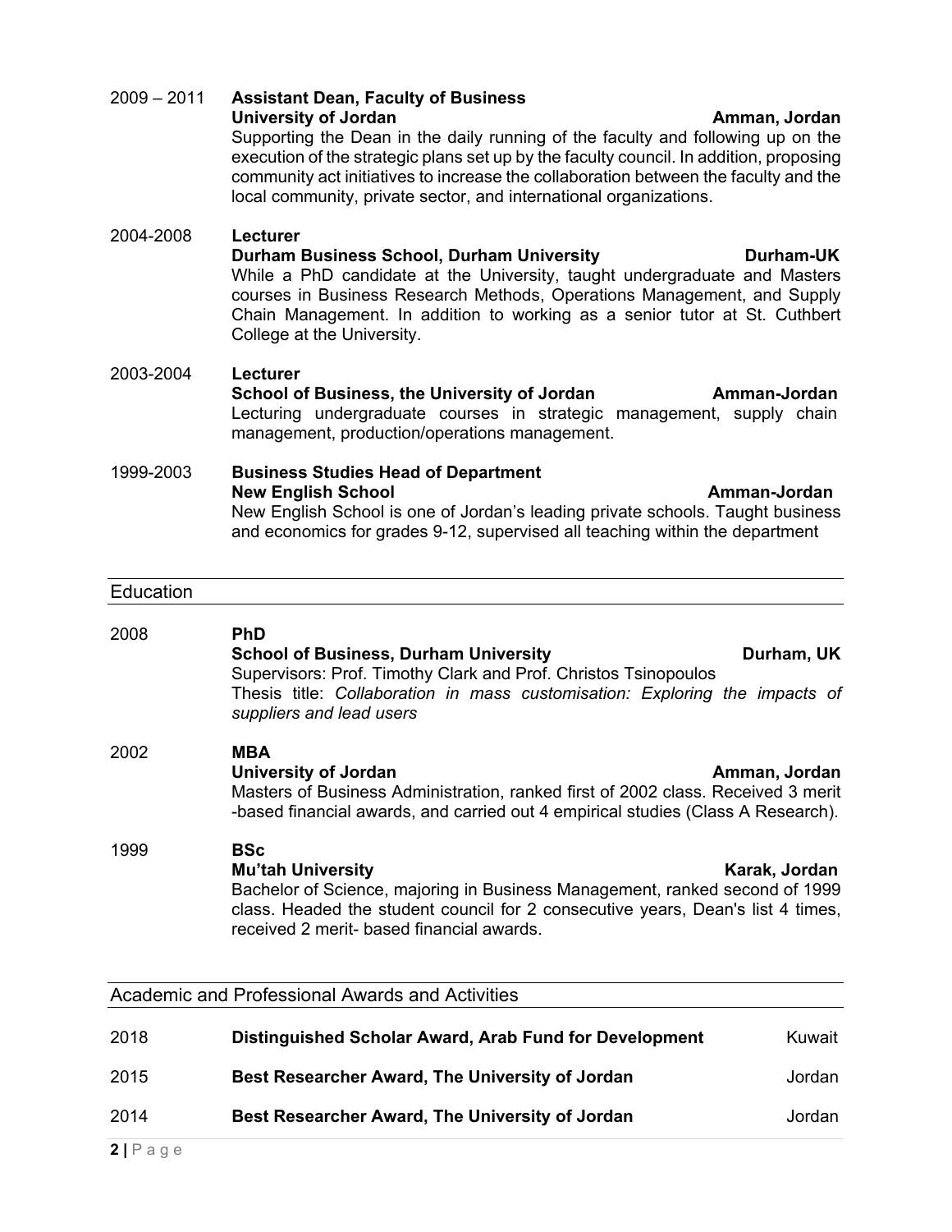2009 – 2011 **Assistant Dean, Faculty of Business**
**University of Jordan** **Amman, Jordan**
Supporting the Dean in the daily running of the faculty and following up on the execution of the strategic plans set up by the faculty council. In addition, proposing community act initiatives to increase the collaboration between the faculty and the local community, private sector, and international organizations.

2004-2008 **Lecturer**
**Durham Business School, Durham University** **Durham-UK**
While a PhD candidate at the University, taught undergraduate and Masters courses in Business Research Methods, Operations Management, and Supply Chain Management. In addition to working as a senior tutor at St. Cuthbert College at the University.

2003-2004 **Lecturer**
**School of Business, the University of Jordan** **Amman-Jordan**
Lecturing undergraduate courses in strategic management, supply chain management, production/operations management.

1999-2003 **Business Studies Head of Department**
**New English School** **Amman-Jordan**
New English School is one of Jordan's leading private schools. Taught business and economics for grades 9-12, supervised all teaching within the department

## Education

2008 **PhD**
**School of Business, Durham University** **Durham, UK**
Supervisors: Prof. Timothy Clark and Prof. Christos Tsinopoulos
Thesis title: *Collaboration in mass customisation: Exploring the impacts of suppliers and lead users*

2002 **MBA**
**University of Jordan** **Amman, Jordan**
Masters of Business Administration, ranked first of 2002 class. Received 3 merit -based financial awards, and carried out 4 empirical studies (Class A Research).

1999 **BSc**
**Mu'tah University** **Karak, Jordan**
Bachelor of Science, majoring in Business Management, ranked second of 1999 class. Headed the student council for 2 consecutive years, Dean's list 4 times, received 2 merit- based financial awards.

## Academic and Professional Awards and Activities

2018 **Distinguished Scholar Award, Arab Fund for Development** Kuwait

2015 **Best Researcher Award, The University of Jordan** Jordan

2014 **Best Researcher Award, The University of Jordan** Jordan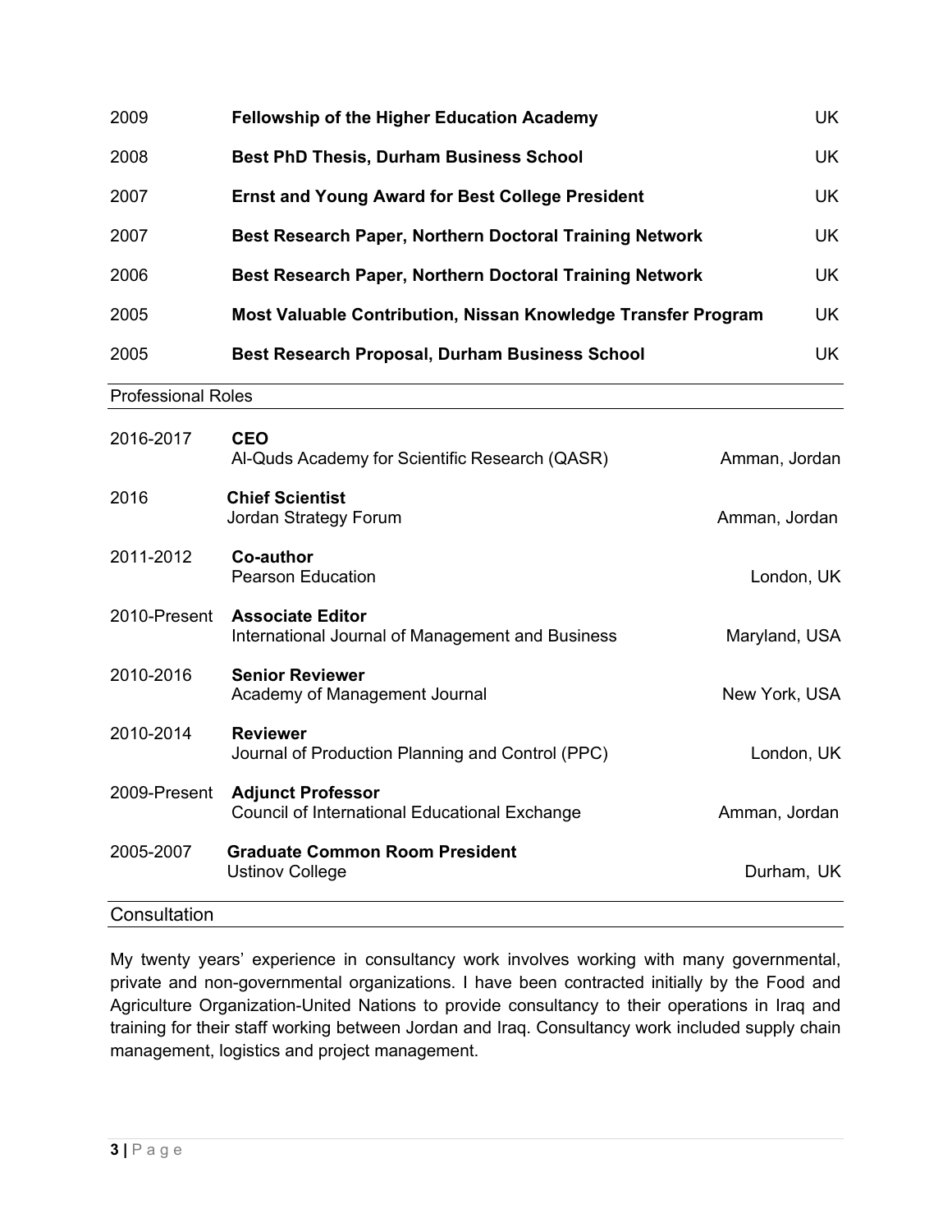| | | |
|---|---|---|
| 2009 | **Fellowship of the Higher Education Academy** | UK |
| 2008 | **Best PhD Thesis, Durham Business School** | UK |
| 2007 | **Ernst and Young Award for Best College President** | UK |
| 2007 | **Best Research Paper, Northern Doctoral Training Network** | UK |
| 2006 | **Best Research Paper, Northern Doctoral Training Network** | UK |
| 2005 | **Most Valuable Contribution, Nissan Knowledge Transfer Program** | UK |
| 2005 | **Best Research Proposal, Durham Business School** | UK |

## Professional Roles

| | | |
|---|---|---|
| 2016-2017 | **CEO**<br>Al-Quds Academy for Scientific Research (QASR) | Amman, Jordan |
| 2016 | **Chief Scientist**<br>Jordan Strategy Forum | Amman, Jordan |
| 2011-2012 | **Co-author**<br>Pearson Education | London, UK |
| 2010-Present | **Associate Editor**<br>International Journal of Management and Business | Maryland, USA |
| 2010-2016 | **Senior Reviewer**<br>Academy of Management Journal | New York, USA |
| 2010-2014 | **Reviewer**<br>Journal of Production Planning and Control (PPC) | London, UK |
| 2009-Present | **Adjunct Professor**<br>Council of International Educational Exchange | Amman, Jordan |
| 2005-2007 | **Graduate Common Room President**<br>Ustinov College | Durham, UK |

## Consultation

My twenty years' experience in consultancy work involves working with many governmental, private and non-governmental organizations. I have been contracted initially by the Food and Agriculture Organization-United Nations to provide consultancy to their operations in Iraq and training for their staff working between Jordan and Iraq. Consultancy work included supply chain management, logistics and project management.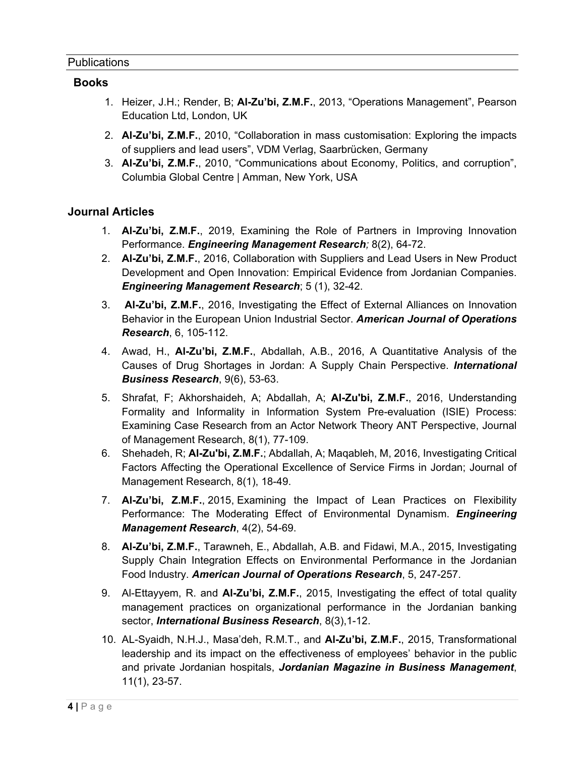## Publications

### Books

1. Heizer, J.H.; Render, B; **Al-Zu'bi, Z.M.F.**, 2013, "Operations Management", Pearson Education Ltd, London, UK
2. **Al-Zu'bi, Z.M.F.**, 2010, "Collaboration in mass customisation: Exploring the impacts of suppliers and lead users", VDM Verlag, Saarbrücken, Germany
3. **Al-Zu'bi, Z.M.F.**, 2010, "Communications about Economy, Politics, and corruption", Columbia Global Centre | Amman, New York, USA

### Journal Articles

1. **Al-Zu'bi, Z.M.F.**, 2019, Examining the Role of Partners in Improving Innovation Performance. ***Engineering Management Research;*** 8(2), 64-72.
2. **Al-Zu'bi, Z.M.F.**, 2016, Collaboration with Suppliers and Lead Users in New Product Development and Open Innovation: Empirical Evidence from Jordanian Companies. ***Engineering Management Research***; 5 (1), 32-42.
3. **Al-Zu'bi, Z.M.F.**, 2016, Investigating the Effect of External Alliances on Innovation Behavior in the European Union Industrial Sector. ***American Journal of Operations Research***, 6, 105-112.
4. Awad, H., **Al-Zu'bi, Z.M.F.**, Abdallah, A.B., 2016, A Quantitative Analysis of the Causes of Drug Shortages in Jordan: A Supply Chain Perspective. ***International Business Research***, 9(6), 53-63.
5. Shrafat, F; Akhorshaideh, A; Abdallah, A; **Al-Zu'bi, Z.M.F.**, 2016, Understanding Formality and Informality in Information System Pre-evaluation (ISIE) Process: Examining Case Research from an Actor Network Theory ANT Perspective, Journal of Management Research, 8(1), 77-109.
6. Shehadeh, R; **Al-Zu'bi, Z.M.F.**; Abdallah, A; Maqableh, M, 2016, Investigating Critical Factors Affecting the Operational Excellence of Service Firms in Jordan; Journal of Management Research, 8(1), 18-49.
7. **Al-Zu'bi, Z.M.F.**, 2015, Examining the Impact of Lean Practices on Flexibility Performance: The Moderating Effect of Environmental Dynamism. ***Engineering Management Research***, 4(2), 54-69.
8. **Al-Zu'bi, Z.M.F.**, Tarawneh, E., Abdallah, A.B. and Fidawi, M.A., 2015, Investigating Supply Chain Integration Effects on Environmental Performance in the Jordanian Food Industry. ***American Journal of Operations Research***, 5, 247-257.
9. Al-Ettayyem, R. and **Al-Zu'bi, Z.M.F.**, 2015, Investigating the effect of total quality management practices on organizational performance in the Jordanian banking sector, ***International Business Research***, 8(3),1-12.
10. AL-Syaidh, N.H.J., Masa'deh, R.M.T., and **Al-Zu'bi, Z.M.F.**, 2015, Transformational leadership and its impact on the effectiveness of employees' behavior in the public and private Jordanian hospitals, ***Jordanian Magazine in Business Management***, 11(1), 23-57.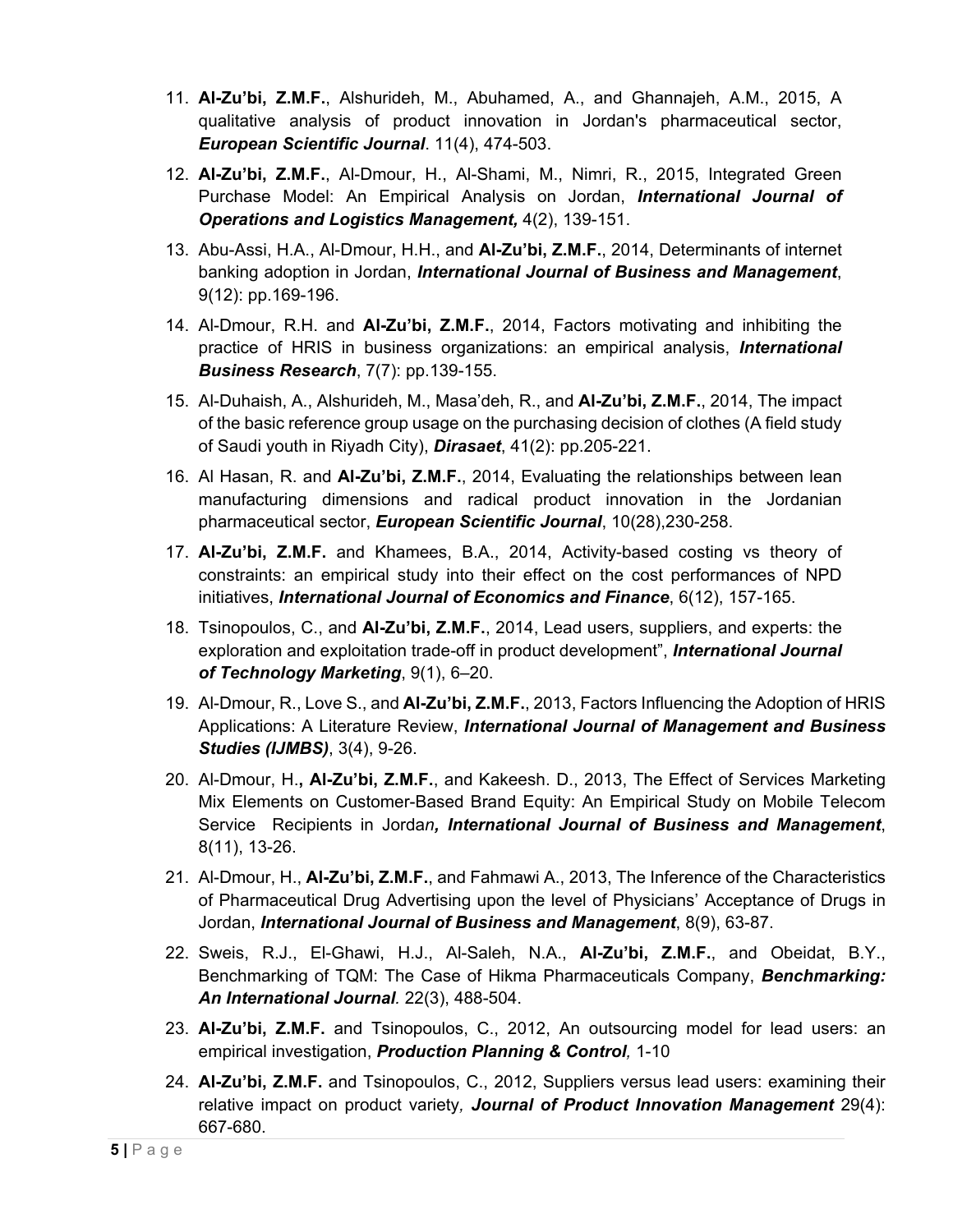11. **Al-Zu'bi, Z.M.F.**, Alshurideh, M., Abuhamed, A., and Ghannajeh, A.M., 2015, A qualitative analysis of product innovation in Jordan's pharmaceutical sector, ***European Scientific Journal***. 11(4), 474-503.
12. **Al-Zu'bi, Z.M.F.**, Al-Dmour, H., Al-Shami, M., Nimri, R., 2015, Integrated Green Purchase Model: An Empirical Analysis on Jordan, ***International Journal of Operations and Logistics Management,*** 4(2), 139-151.
13. Abu-Assi, H.A., Al-Dmour, H.H., and **Al-Zu'bi, Z.M.F.**, 2014, Determinants of internet banking adoption in Jordan, ***International Journal of Business and Management***, 9(12): pp.169-196.
14. Al-Dmour, R.H. and **Al-Zu'bi, Z.M.F.**, 2014, Factors motivating and inhibiting the practice of HRIS in business organizations: an empirical analysis, ***International Business Research***, 7(7): pp.139-155.
15. Al-Duhaish, A., Alshurideh, M., Masa'deh, R., and **Al-Zu'bi, Z.M.F.**, 2014, The impact of the basic reference group usage on the purchasing decision of clothes (A field study of Saudi youth in Riyadh City), ***Dirasaet***, 41(2): pp.205-221.
16. Al Hasan, R. and **Al-Zu'bi, Z.M.F.**, 2014, Evaluating the relationships between lean manufacturing dimensions and radical product innovation in the Jordanian pharmaceutical sector, ***European Scientific Journal***, 10(28),230-258.
17. **Al-Zu'bi, Z.M.F.** and Khamees, B.A., 2014, Activity-based costing vs theory of constraints: an empirical study into their effect on the cost performances of NPD initiatives, ***International Journal of Economics and Finance***, 6(12), 157-165.
18. Tsinopoulos, C., and **Al-Zu'bi, Z.M.F.**, 2014, Lead users, suppliers, and experts: the exploration and exploitation trade-off in product development", ***International Journal of Technology Marketing***, 9(1), 6–20.
19. Al-Dmour, R., Love S., and **Al-Zu'bi, Z.M.F.**, 2013, Factors Influencing the Adoption of HRIS Applications: A Literature Review, ***International Journal of Management and Business Studies (IJMBS)***, 3(4), 9-26.
20. Al-Dmour, H.**, Al-Zu'bi, Z.M.F.**, and Kakeesh. D., 2013, The Effect of Services Marketing Mix Elements on Customer-Based Brand Equity: An Empirical Study on Mobile Telecom Service Recipients in Jorda*n**, International Journal of Business and Management***, 8(11), 13-26.
21. Al-Dmour, H., **Al-Zu'bi, Z.M.F.**, and Fahmawi A., 2013, The Inference of the Characteristics of Pharmaceutical Drug Advertising upon the level of Physicians' Acceptance of Drugs in Jordan, ***International Journal of Business and Management***, 8(9), 63-87.
22. Sweis, R.J., El-Ghawi, H.J., Al-Saleh, N.A., **Al-Zu'bi, Z.M.F.**, and Obeidat, B.Y., Benchmarking of TQM: The Case of Hikma Pharmaceuticals Company, ***Benchmarking: An International Journal****.* 22(3), 488-504.
23. **Al-Zu'bi, Z.M.F.** and Tsinopoulos, C., 2012, An outsourcing model for lead users: an empirical investigation, ***Production Planning & Control****,* 1-10
24. **Al-Zu'bi, Z.M.F.** and Tsinopoulos, C., 2012, Suppliers versus lead users: examining their relative impact on product variety*,* ***Journal of Product Innovation Management*** 29(4): 667-680.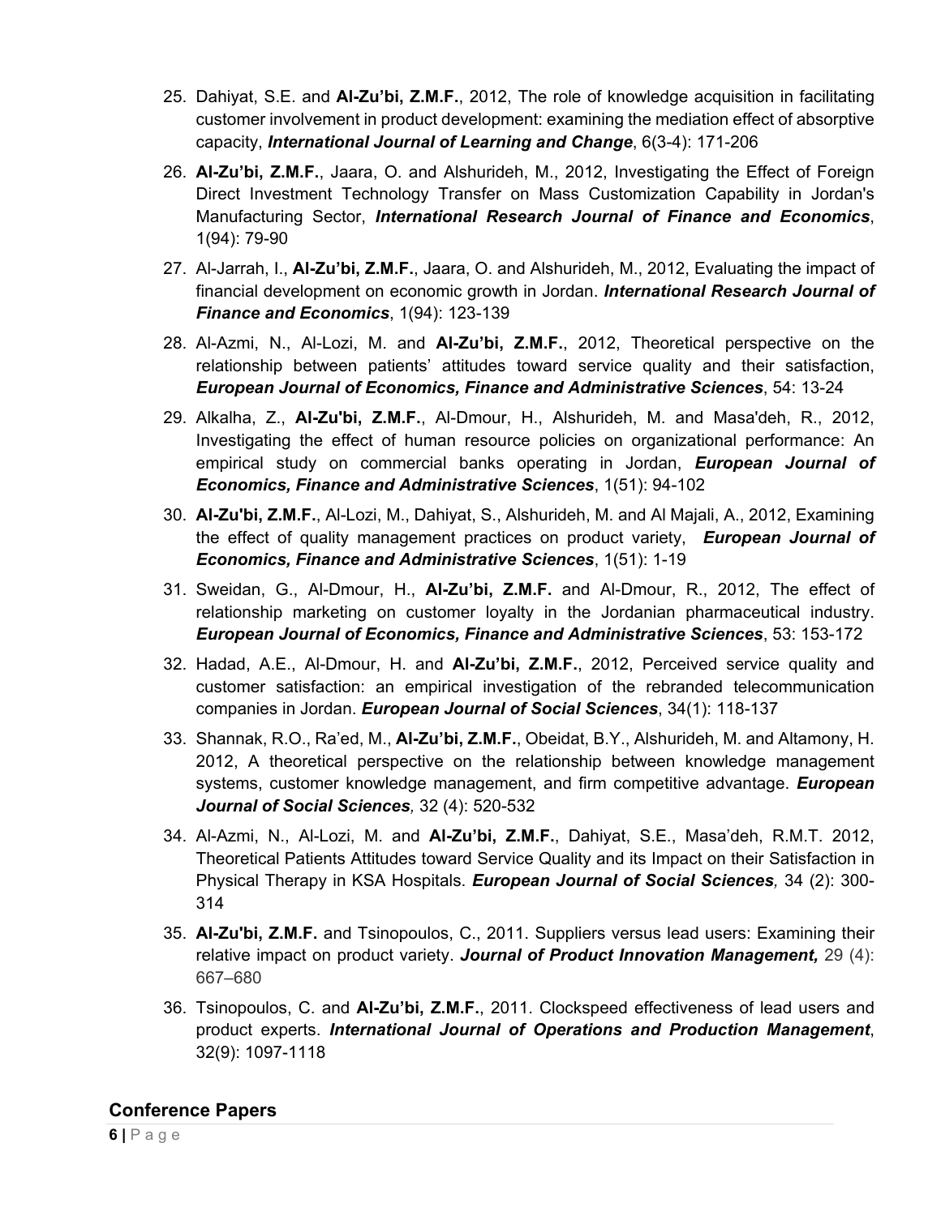25. Dahiyat, S.E. and **Al-Zu'bi, Z.M.F.**, 2012, The role of knowledge acquisition in facilitating customer involvement in product development: examining the mediation effect of absorptive capacity, ***International Journal of Learning and Change***, 6(3-4): 171-206
26. **Al-Zu'bi, Z.M.F.**, Jaara, O. and Alshurideh, M., 2012, Investigating the Effect of Foreign Direct Investment Technology Transfer on Mass Customization Capability in Jordan's Manufacturing Sector, ***International Research Journal of Finance and Economics***, 1(94): 79-90
27. Al-Jarrah, I., **Al-Zu'bi, Z.M.F.**, Jaara, O. and Alshurideh, M., 2012, Evaluating the impact of financial development on economic growth in Jordan. ***International Research Journal of Finance and Economics***, 1(94): 123-139
28. Al-Azmi, N., Al-Lozi, M. and **Al-Zu'bi, Z.M.F.**, 2012, Theoretical perspective on the relationship between patients' attitudes toward service quality and their satisfaction, ***European Journal of Economics, Finance and Administrative Sciences***, 54: 13-24
29. Alkalha, Z., **Al-Zu'bi, Z.M.F.**, Al-Dmour, H., Alshurideh, M. and Masa'deh, R., 2012, Investigating the effect of human resource policies on organizational performance: An empirical study on commercial banks operating in Jordan, ***European Journal of Economics, Finance and Administrative Sciences***, 1(51): 94-102
30. **Al-Zu'bi, Z.M.F.**, Al-Lozi, M., Dahiyat, S., Alshurideh, M. and Al Majali, A., 2012, Examining the effect of quality management practices on product variety, ***European Journal of Economics, Finance and Administrative Sciences***, 1(51): 1-19
31. Sweidan, G., Al-Dmour, H., **Al-Zu'bi, Z.M.F.** and Al-Dmour, R., 2012, The effect of relationship marketing on customer loyalty in the Jordanian pharmaceutical industry. ***European Journal of Economics, Finance and Administrative Sciences***, 53: 153-172
32. Hadad, A.E., Al-Dmour, H. and **Al-Zu'bi, Z.M.F.**, 2012, Perceived service quality and customer satisfaction: an empirical investigation of the rebranded telecommunication companies in Jordan. ***European Journal of Social Sciences***, 34(1): 118-137
33. Shannak, R.O., Ra'ed, M., **Al-Zu'bi, Z.M.F.**, Obeidat, B.Y., Alshurideh, M. and Altamony, H. 2012, A theoretical perspective on the relationship between knowledge management systems, customer knowledge management, and firm competitive advantage. ***European Journal of Social Sciences***, 32 (4): 520-532
34. Al-Azmi, N., Al-Lozi, M. and **Al-Zu'bi, Z.M.F.**, Dahiyat, S.E., Masa'deh, R.M.T. 2012, Theoretical Patients Attitudes toward Service Quality and its Impact on their Satisfaction in Physical Therapy in KSA Hospitals. ***European Journal of Social Sciences***, 34 (2): 300-314
35. **Al-Zu'bi, Z.M.F.** and Tsinopoulos, C., 2011. Suppliers versus lead users: Examining their relative impact on product variety. ***Journal of Product Innovation Management,*** 29 (4): 667–680
36. Tsinopoulos, C. and **Al-Zu'bi, Z.M.F.**, 2011. Clockspeed effectiveness of lead users and product experts. ***International Journal of Operations and Production Management***, 32(9): 1097-1118

## Conference Papers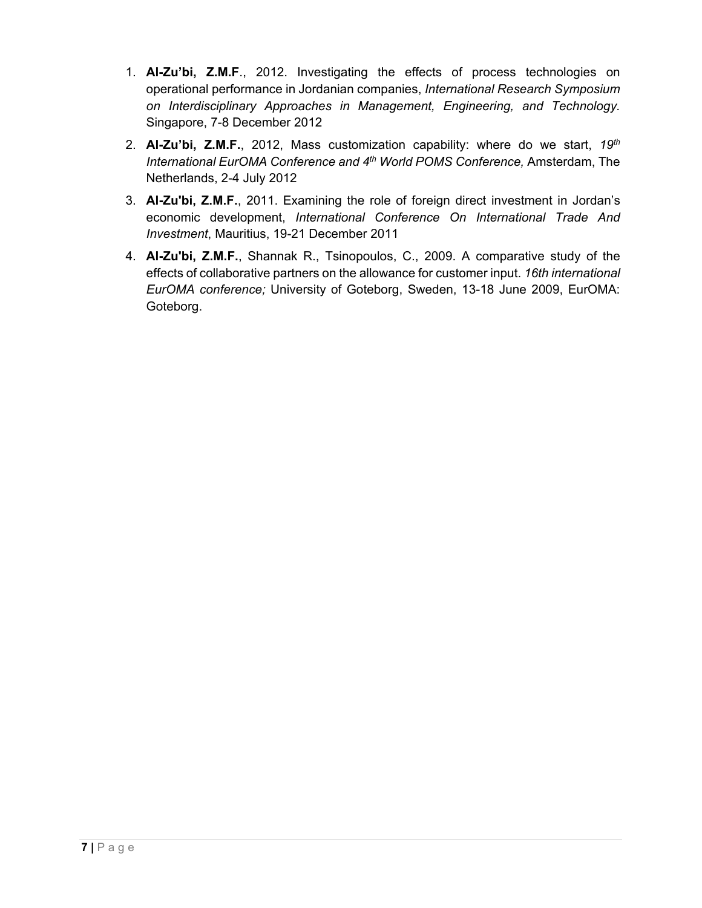1. **Al-Zu'bi, Z.M.F**., 2012. Investigating the effects of process technologies on operational performance in Jordanian companies, *International Research Symposium on Interdisciplinary Approaches in Management, Engineering, and Technology*. Singapore, 7-8 December 2012
2. **Al-Zu'bi, Z.M.F.**, 2012, Mass customization capability: where do we start, *19th International EurOMA Conference and 4th World POMS Conference,* Amsterdam, The Netherlands, 2-4 July 2012
3. **Al-Zu'bi, Z.M.F.**, 2011. Examining the role of foreign direct investment in Jordan's economic development, *International Conference On International Trade And Investment*, Mauritius, 19-21 December 2011
4. **Al-Zu'bi, Z.M.F.**, Shannak R., Tsinopoulos, C., 2009. A comparative study of the effects of collaborative partners on the allowance for customer input. *16th international EurOMA conference;* University of Goteborg, Sweden, 13-18 June 2009, EurOMA: Goteborg.